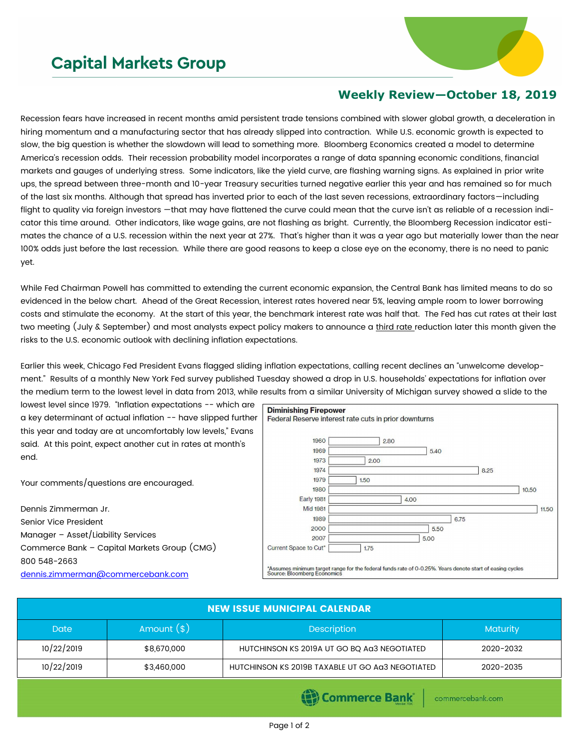# Capital Markets Group

## Weekly Review—October 18, 2019

Recession fears have increased in recent months amid persistent trade tensions combined with slower global growth, a deceleration in hiring momentum and a manufacturing sector that has already slipped into contraction. While U.S. economic growth is expected to slow, the big question is whether the slowdown will lead to something more. Bloomberg Economics created a model to determine America's recession odds. Their recession probability model incorporates a range of data spanning economic conditions, financial markets and gauges of underlying stress. Some indicators, like the yield curve, are flashing warning signs. As explained in prior write ups, the spread between three-month and 10-year Treasury securities turned negative earlier this year and has remained so for much of the last six months. Although that spread has inverted prior to each of the last seven recessions, extraordinary factors—including flight to quality via foreign investors —that may have flattened the curve could mean that the curve isn't as reliable of a recession indicator this time around. Other indicators, like wage gains, are not flashing as bright. Currently, the Bloomberg Recession indicator estimates the chance of a U.S. recession within the next year at 27%. That's higher than it was a year ago but materially lower than the near 100% odds just before the last recession. While there are good reasons to keep a close eye on the economy, there is no need to panic yet.

While Fed Chairman Powell has committed to extending the current economic expansion, the Central Bank has limited means to do so evidenced in the below chart. Ahead of the Great Recession, interest rates hovered near 5%, leaving ample room to lower borrowing costs and stimulate the economy. At the start of this year, the benchmark interest rate was half that. The Fed has cut rates at their last two meeting (July & September) and most analysts expect policy makers to announce a third rate reduction later this month given the risks to the U.S. economic outlook with declining inflation expectations.

Earlier this week, Chicago Fed President Evans flagged sliding inflation expectations, calling recent declines an "unwelcome development." Results of a monthly New York Fed survey published Tuesday showed a drop in U.S. households' expectations for inflation over the medium term to the lowest level in data from 2013, while results from a similar University of Michigan survey showed a slide to the lowest level since 1979. "Inflation expectations -- which are a key determinant of actual inflation -- have slipped further this year and today are at uncomfortably low levels," Evans said. At this point, expect another cut in rates at month's end.

**Diminishing Firepower**
Federal Reserve interest rate cuts in prior downturns

| Year | Rate cut |
|---|---|
| 1960 | 2.80 |
| 1969 | 5.40 |
| 1973 | 2.00 |
| 1974 | 8.25 |
| 1979 | 1.50 |
| 1980 | 10.50 |
| Early 1981 | 4.00 |
| Mid 1981 | 11.50 |
| 1989 | 6.75 |
| 2000 | 5.50 |
| 2007 | 5.00 |
| Current Space to Cut* | 1.75 |

*Assumes minimum target range for the federal funds rate of 0-0.25%. Years denote start of easing cycles
Source: Bloomberg Economics

Your comments/questions are encouraged.

Dennis Zimmerman Jr.
Senior Vice President
Manager – Asset/Liability Services
Commerce Bank – Capital Markets Group (CMG)
800 548-2663
dennis.zimmerman@commercebank.com

| NEW ISSUE MUNICIPAL CALENDAR | | | |
|---|---|---|---|
| **Date** | **Amount ($)** | **Description** | **Maturity** |
| 10/22/2019 | $8,670,000 | HUTCHINSON KS 2019A UT GO BQ Aa3 NEGOTIATED | 2020-2032 |
| 10/22/2019 | $3,460,000 | HUTCHINSON KS 2019B TAXABLE UT GO Aa3 NEGOTIATED | 2020-2035 |

Commerce Bank | commercebank.com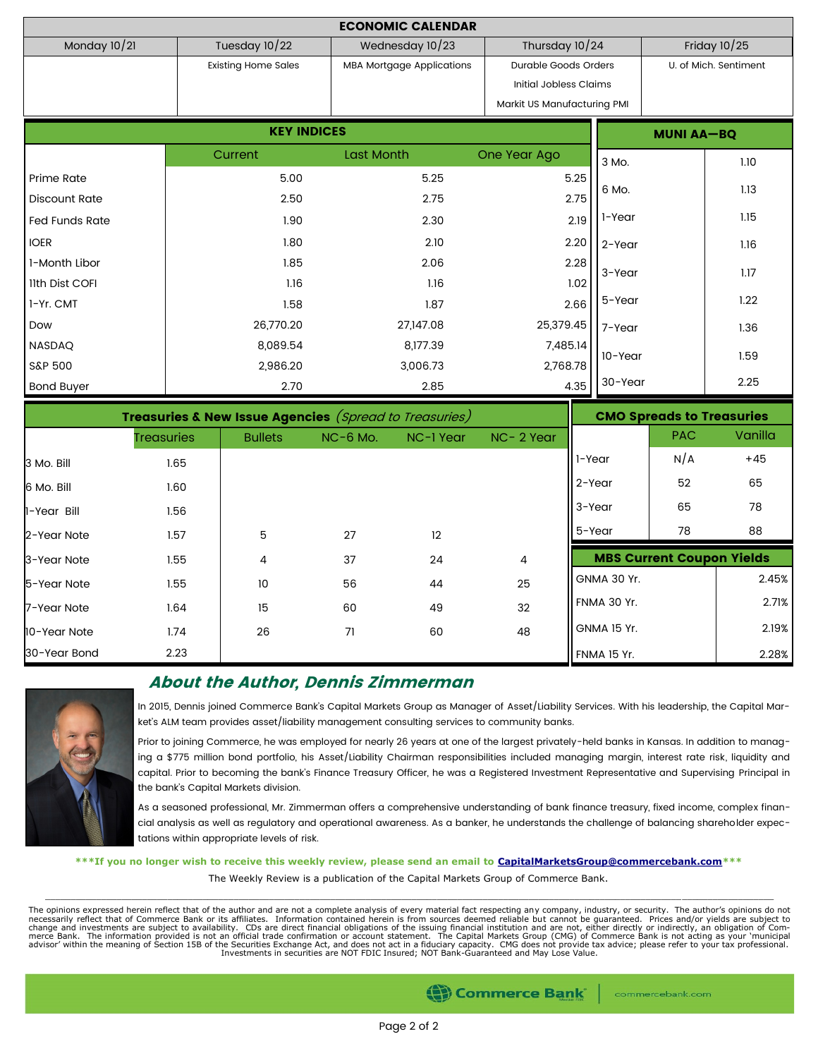## ECONOMIC CALENDAR

| Monday 10/21 | Tuesday 10/22 | Wednesday 10/23 | Thursday 10/24 | Friday 10/25 |
|---|---|---|---|---|
| | Existing Home Sales | MBA Mortgage Applications | Durable Goods Orders<br>Initial Jobless Claims<br>Markit US Manufacturing PMI | U. of Mich. Sentiment |

## KEY INDICES

| | Current | Last Month | One Year Ago |
|---|---|---|---|
| Prime Rate | 5.00 | 5.25 | 5.25 |
| Discount Rate | 2.50 | 2.75 | 2.75 |
| Fed Funds Rate | 1.90 | 2.30 | 2.19 |
| IOER | 1.80 | 2.10 | 2.20 |
| 1-Month Libor | 1.85 | 2.06 | 2.28 |
| 11th Dist COFI | 1.16 | 1.16 | 1.02 |
| 1-Yr. CMT | 1.58 | 1.87 | 2.66 |
| Dow | 26,770.20 | 27,147.08 | 25,379.45 |
| NASDAQ | 8,089.54 | 8,177.39 | 7,485.14 |
| S&P 500 | 2,986.20 | 3,006.73 | 2,768.78 |
| Bond Buyer | 2.70 | 2.85 | 4.35 |

## MUNI AA—BQ

| | |
|---|---|
| 3 Mo. | 1.10 |
| 6 Mo. | 1.13 |
| 1-Year | 1.15 |
| 2-Year | 1.16 |
| 3-Year | 1.17 |
| 5-Year | 1.22 |
| 7-Year | 1.36 |
| 10-Year | 1.59 |
| 30-Year | 2.25 |

## Treasuries & New Issue Agencies *(Spread to Treasuries)*

| | Treasuries | Bullets | NC-6 Mo. | NC-1 Year | NC- 2 Year |
|---|---|---|---|---|---|
| 3 Mo. Bill | 1.65 | | | | |
| 6 Mo. Bill | 1.60 | | | | |
| 1-Year Bill | 1.56 | | | | |
| 2-Year Note | 1.57 | 5 | 27 | 12 | |
| 3-Year Note | 1.55 | 4 | 37 | 24 | 4 |
| 5-Year Note | 1.55 | 10 | 56 | 44 | 25 |
| 7-Year Note | 1.64 | 15 | 60 | 49 | 32 |
| 10-Year Note | 1.74 | 26 | 71 | 60 | 48 |
| 30-Year Bond | 2.23 | | | | |

## CMO Spreads to Treasuries

| | PAC | Vanilla |
|---|---|---|
| 1-Year | N/A | +45 |
| 2-Year | 52 | 65 |
| 3-Year | 65 | 78 |
| 5-Year | 78 | 88 |

## MBS Current Coupon Yields

| | |
|---|---|
| GNMA 30 Yr. | 2.45% |
| FNMA 30 Yr. | 2.71% |
| GNMA 15 Yr. | 2.19% |
| FNMA 15 Yr. | 2.28% |

## *About the Author, Dennis Zimmerman*

In 2015, Dennis joined Commerce Bank's Capital Markets Group as Manager of Asset/Liability Services. With his leadership, the Capital Market's ALM team provides asset/liability management consulting services to community banks.

Prior to joining Commerce, he was employed for nearly 26 years at one of the largest privately-held banks in Kansas. In addition to managing a $775 million bond portfolio, his Asset/Liability Chairman responsibilities included managing margin, interest rate risk, liquidity and capital. Prior to becoming the bank's Finance Treasury Officer, he was a Registered Investment Representative and Supervising Principal in the bank's Capital Markets division.

As a seasoned professional, Mr. Zimmerman offers a comprehensive understanding of bank finance treasury, fixed income, complex financial analysis as well as regulatory and operational awareness. As a banker, he understands the challenge of balancing shareholder expectations within appropriate levels of risk.

**\*\*\*If you no longer wish to receive this weekly review, please send an email to CapitalMarketsGroup@commercebank.com\*\*\***

The Weekly Review is a publication of the Capital Markets Group of Commerce Bank.

The opinions expressed herein reflect that of the author and are not a complete analysis of every material fact respecting any company, industry, or security. The author's opinions do not necessarily reflect that of Commerce Bank or its affiliates. Information contained herein is from sources deemed reliable but cannot be guaranteed. Prices and/or yields are subject to change and investments are subject to availability. CDs are direct financial obligations of the issuing financial institution and are not, either directly or indirectly, an obligation of Commerce Bank. The information provided is not an official trade confirmation or account statement. The Capital Markets Group (CMG) of Commerce Bank is not acting as your 'municipal advisor' within the meaning of Section 15B of the Securities Exchange Act, and does not act in a fiduciary capacity. CMG does not provide tax advice; please refer to your tax professional. Investments in securities are NOT FDIC Insured; NOT Bank-Guaranteed and May Lose Value.

Commerce Bank | commercebank.com